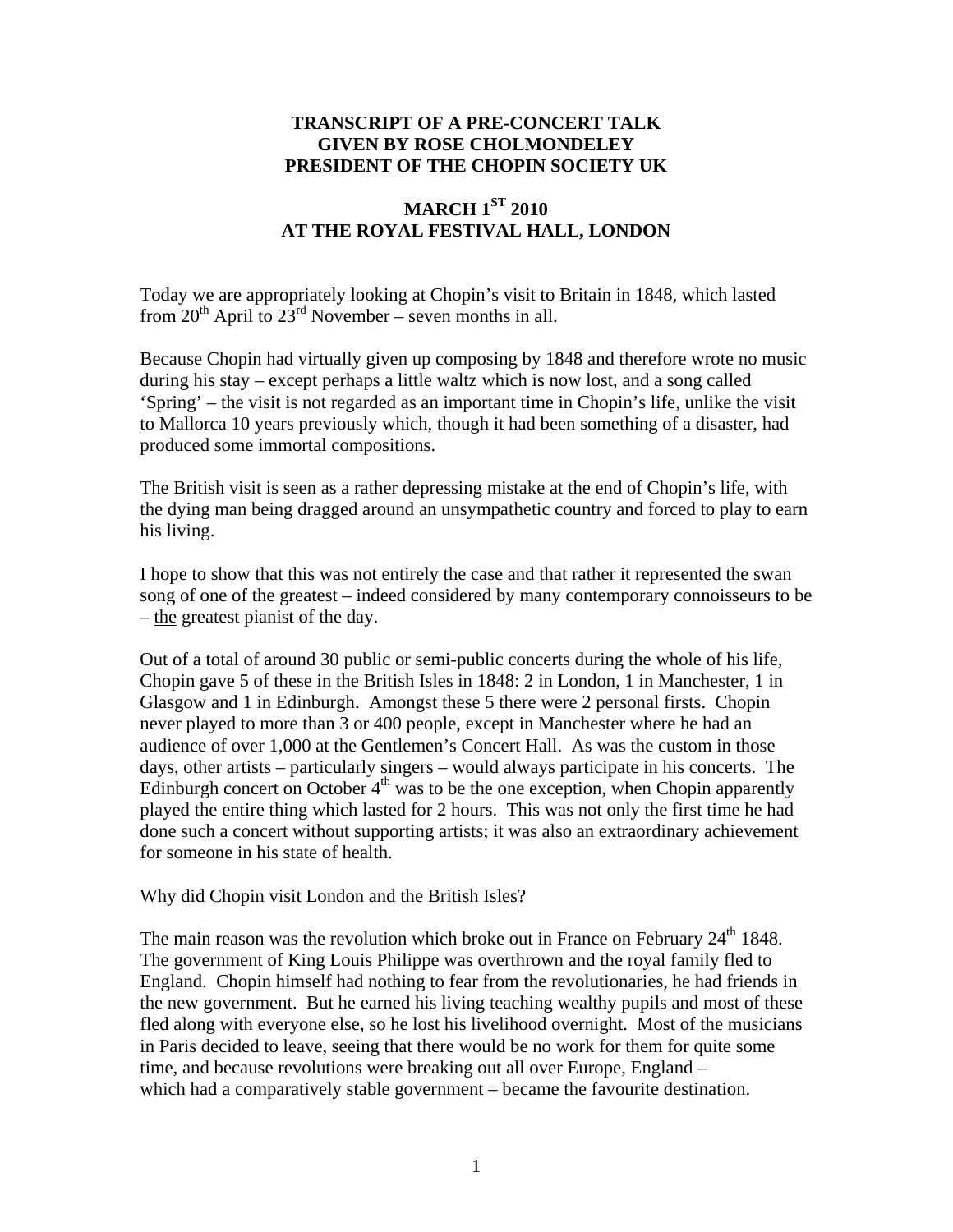**TRANSCRIPT OF A PRE-CONCERT TALK GIVEN BY ROSE CHOLMONDELEY PRESIDENT OF THE CHOPIN SOCIETY UK**

**MARCH 1ST 2010 AT THE ROYAL FESTIVAL HALL, LONDON**

Today we are appropriately looking at Chopin's visit to Britain in 1848, which lasted from 20th April to 23rd November – seven months in all.

Because Chopin had virtually given up composing by 1848 and therefore wrote no music during his stay – except perhaps a little waltz which is now lost, and a song called 'Spring' – the visit is not regarded as an important time in Chopin's life, unlike the visit to Mallorca 10 years previously which, though it had been something of a disaster, had produced some immortal compositions.

The British visit is seen as a rather depressing mistake at the end of Chopin's life, with the dying man being dragged around an unsympathetic country and forced to play to earn his living.

I hope to show that this was not entirely the case and that rather it represented the swan song of one of the greatest – indeed considered by many contemporary connoisseurs to be – the greatest pianist of the day.

Out of a total of around 30 public or semi-public concerts during the whole of his life, Chopin gave 5 of these in the British Isles in 1848: 2 in London, 1 in Manchester, 1 in Glasgow and 1 in Edinburgh. Amongst these 5 there were 2 personal firsts. Chopin never played to more than 3 or 400 people, except in Manchester where he had an audience of over 1,000 at the Gentlemen's Concert Hall. As was the custom in those days, other artists – particularly singers – would always participate in his concerts. The Edinburgh concert on October 4th was to be the one exception, when Chopin apparently played the entire thing which lasted for 2 hours. This was not only the first time he had done such a concert without supporting artists; it was also an extraordinary achievement for someone in his state of health.

Why did Chopin visit London and the British Isles?

The main reason was the revolution which broke out in France on February 24th 1848. The government of King Louis Philippe was overthrown and the royal family fled to England. Chopin himself had nothing to fear from the revolutionaries, he had friends in the new government. But he earned his living teaching wealthy pupils and most of these fled along with everyone else, so he lost his livelihood overnight. Most of the musicians in Paris decided to leave, seeing that there would be no work for them for quite some time, and because revolutions were breaking out all over Europe, England – which had a comparatively stable government – became the favourite destination.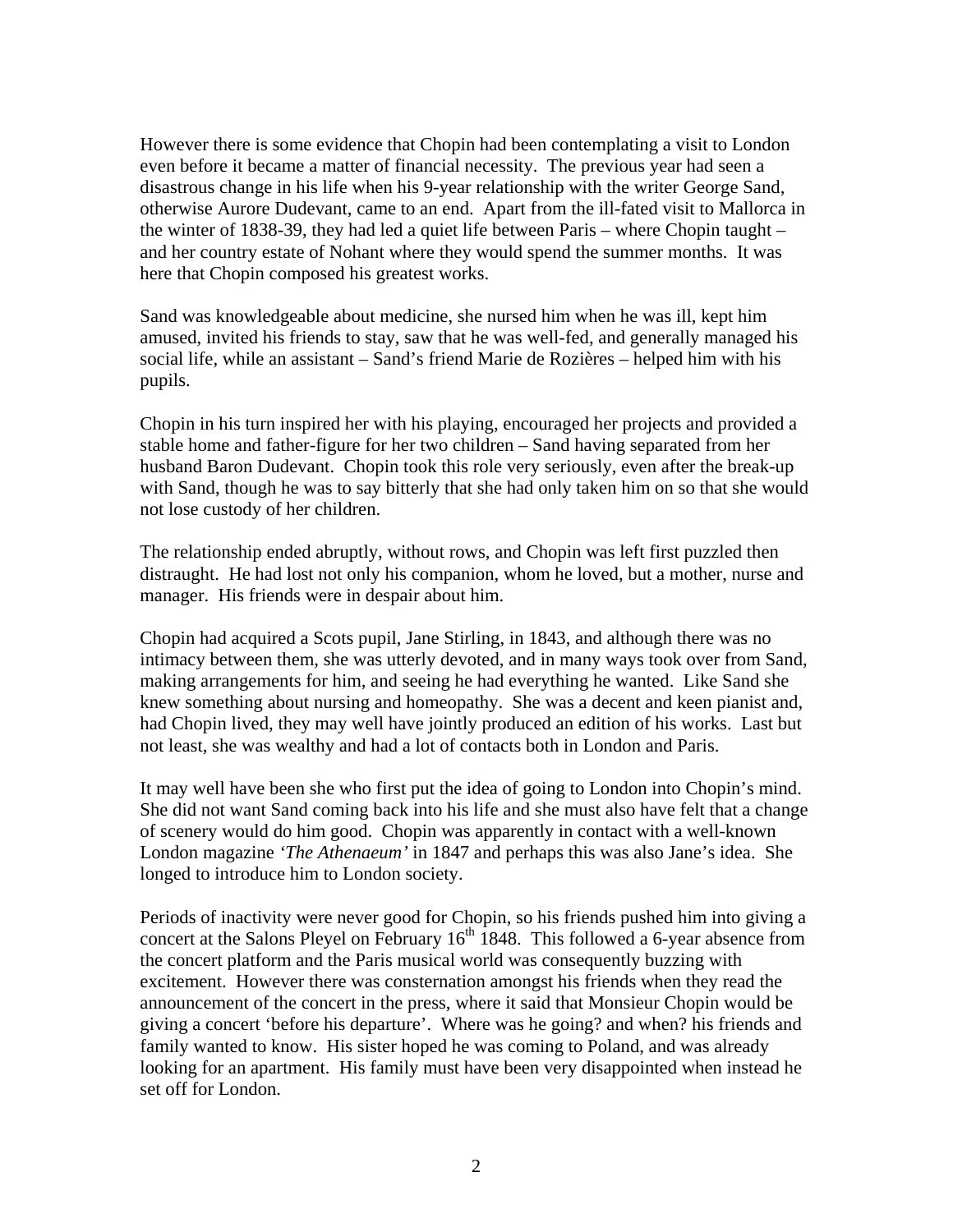However there is some evidence that Chopin had been contemplating a visit to London even before it became a matter of financial necessity. The previous year had seen a disastrous change in his life when his 9-year relationship with the writer George Sand, otherwise Aurore Dudevant, came to an end. Apart from the ill-fated visit to Mallorca in the winter of 1838-39, they had led a quiet life between Paris – where Chopin taught – and her country estate of Nohant where they would spend the summer months. It was here that Chopin composed his greatest works.

Sand was knowledgeable about medicine, she nursed him when he was ill, kept him amused, invited his friends to stay, saw that he was well-fed, and generally managed his social life, while an assistant – Sand's friend Marie de Rozières – helped him with his pupils.

Chopin in his turn inspired her with his playing, encouraged her projects and provided a stable home and father-figure for her two children – Sand having separated from her husband Baron Dudevant. Chopin took this role very seriously, even after the break-up with Sand, though he was to say bitterly that she had only taken him on so that she would not lose custody of her children.

The relationship ended abruptly, without rows, and Chopin was left first puzzled then distraught. He had lost not only his companion, whom he loved, but a mother, nurse and manager. His friends were in despair about him.

Chopin had acquired a Scots pupil, Jane Stirling, in 1843, and although there was no intimacy between them, she was utterly devoted, and in many ways took over from Sand, making arrangements for him, and seeing he had everything he wanted. Like Sand she knew something about nursing and homeopathy. She was a decent and keen pianist and, had Chopin lived, they may well have jointly produced an edition of his works. Last but not least, she was wealthy and had a lot of contacts both in London and Paris.

It may well have been she who first put the idea of going to London into Chopin's mind. She did not want Sand coming back into his life and she must also have felt that a change of scenery would do him good. Chopin was apparently in contact with a well-known London magazine *'The Athenaeum'* in 1847 and perhaps this was also Jane's idea. She longed to introduce him to London society.

Periods of inactivity were never good for Chopin, so his friends pushed him into giving a concert at the Salons Pleyel on February 16th 1848. This followed a 6-year absence from the concert platform and the Paris musical world was consequently buzzing with excitement. However there was consternation amongst his friends when they read the announcement of the concert in the press, where it said that Monsieur Chopin would be giving a concert 'before his departure'. Where was he going? and when? his friends and family wanted to know. His sister hoped he was coming to Poland, and was already looking for an apartment. His family must have been very disappointed when instead he set off for London.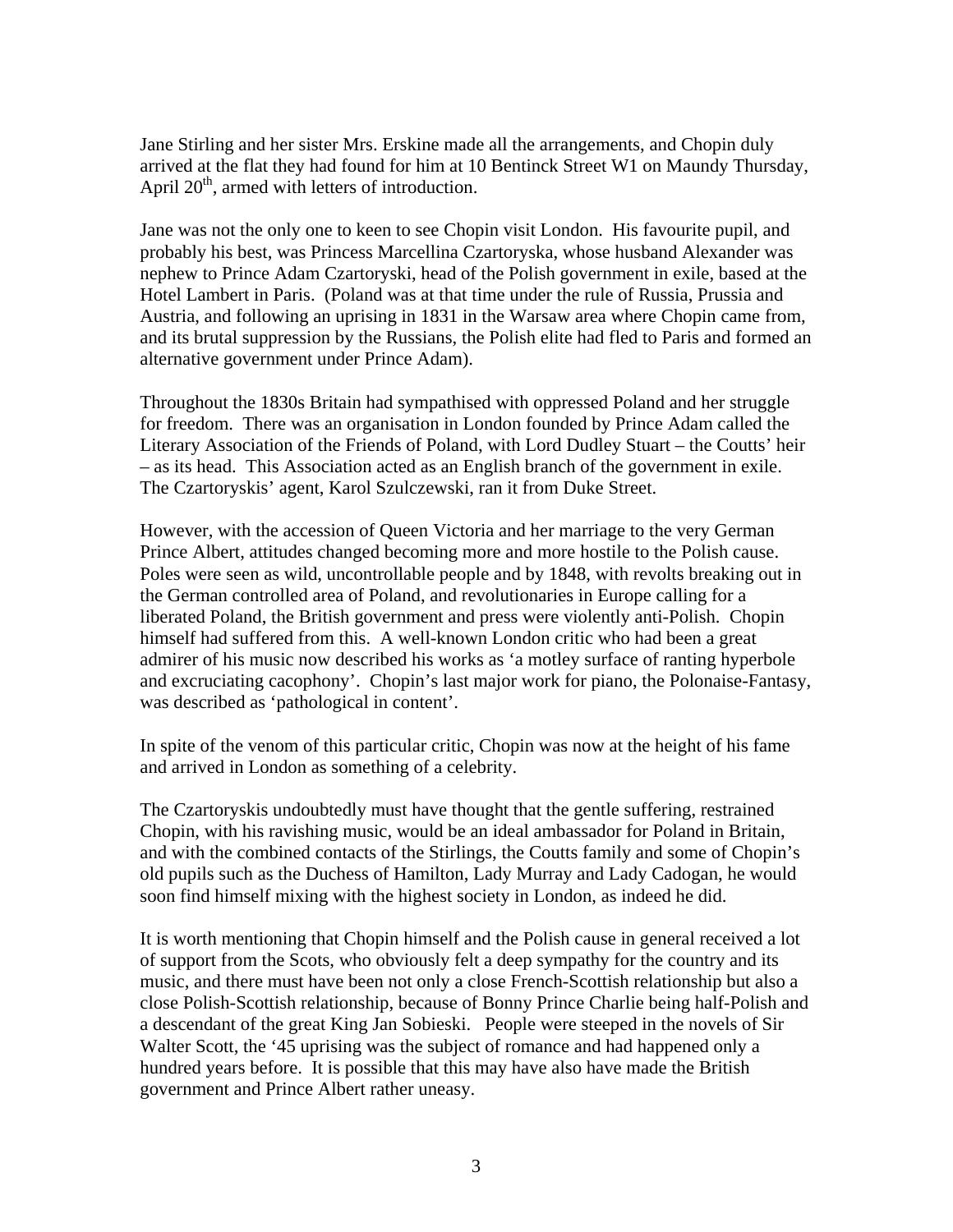Jane Stirling and her sister Mrs. Erskine made all the arrangements, and Chopin duly arrived at the flat they had found for him at 10 Bentinck Street W1 on Maundy Thursday, April 20th, armed with letters of introduction.

Jane was not the only one to keen to see Chopin visit London. His favourite pupil, and probably his best, was Princess Marcellina Czartoryska, whose husband Alexander was nephew to Prince Adam Czartoryski, head of the Polish government in exile, based at the Hotel Lambert in Paris. (Poland was at that time under the rule of Russia, Prussia and Austria, and following an uprising in 1831 in the Warsaw area where Chopin came from, and its brutal suppression by the Russians, the Polish elite had fled to Paris and formed an alternative government under Prince Adam).

Throughout the 1830s Britain had sympathised with oppressed Poland and her struggle for freedom. There was an organisation in London founded by Prince Adam called the Literary Association of the Friends of Poland, with Lord Dudley Stuart – the Coutts' heir – as its head. This Association acted as an English branch of the government in exile. The Czartoryskis' agent, Karol Szulczewski, ran it from Duke Street.

However, with the accession of Queen Victoria and her marriage to the very German Prince Albert, attitudes changed becoming more and more hostile to the Polish cause. Poles were seen as wild, uncontrollable people and by 1848, with revolts breaking out in the German controlled area of Poland, and revolutionaries in Europe calling for a liberated Poland, the British government and press were violently anti-Polish. Chopin himself had suffered from this. A well-known London critic who had been a great admirer of his music now described his works as 'a motley surface of ranting hyperbole and excruciating cacophony'. Chopin's last major work for piano, the Polonaise-Fantasy, was described as 'pathological in content'.

In spite of the venom of this particular critic, Chopin was now at the height of his fame and arrived in London as something of a celebrity.

The Czartoryskis undoubtedly must have thought that the gentle suffering, restrained Chopin, with his ravishing music, would be an ideal ambassador for Poland in Britain, and with the combined contacts of the Stirlings, the Coutts family and some of Chopin's old pupils such as the Duchess of Hamilton, Lady Murray and Lady Cadogan, he would soon find himself mixing with the highest society in London, as indeed he did.

It is worth mentioning that Chopin himself and the Polish cause in general received a lot of support from the Scots, who obviously felt a deep sympathy for the country and its music, and there must have been not only a close French-Scottish relationship but also a close Polish-Scottish relationship, because of Bonny Prince Charlie being half-Polish and a descendant of the great King Jan Sobieski. People were steeped in the novels of Sir Walter Scott, the '45 uprising was the subject of romance and had happened only a hundred years before. It is possible that this may have also have made the British government and Prince Albert rather uneasy.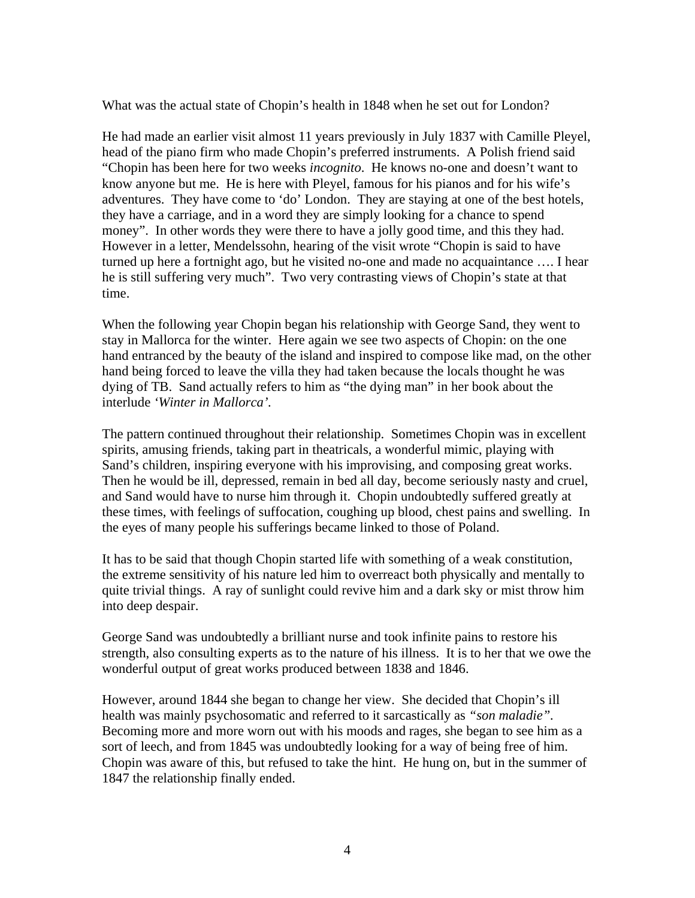What was the actual state of Chopin's health in 1848 when he set out for London?

He had made an earlier visit almost 11 years previously in July 1837 with Camille Pleyel, head of the piano firm who made Chopin's preferred instruments. A Polish friend said "Chopin has been here for two weeks *incognito*. He knows no-one and doesn't want to know anyone but me. He is here with Pleyel, famous for his pianos and for his wife's adventures. They have come to 'do' London. They are staying at one of the best hotels, they have a carriage, and in a word they are simply looking for a chance to spend money". In other words they were there to have a jolly good time, and this they had. However in a letter, Mendelssohn, hearing of the visit wrote "Chopin is said to have turned up here a fortnight ago, but he visited no-one and made no acquaintance …. I hear he is still suffering very much". Two very contrasting views of Chopin's state at that time.

When the following year Chopin began his relationship with George Sand, they went to stay in Mallorca for the winter. Here again we see two aspects of Chopin: on the one hand entranced by the beauty of the island and inspired to compose like mad, on the other hand being forced to leave the villa they had taken because the locals thought he was dying of TB. Sand actually refers to him as "the dying man" in her book about the interlude *'Winter in Mallorca'*.

The pattern continued throughout their relationship. Sometimes Chopin was in excellent spirits, amusing friends, taking part in theatricals, a wonderful mimic, playing with Sand's children, inspiring everyone with his improvising, and composing great works. Then he would be ill, depressed, remain in bed all day, become seriously nasty and cruel, and Sand would have to nurse him through it. Chopin undoubtedly suffered greatly at these times, with feelings of suffocation, coughing up blood, chest pains and swelling. In the eyes of many people his sufferings became linked to those of Poland.

It has to be said that though Chopin started life with something of a weak constitution, the extreme sensitivity of his nature led him to overreact both physically and mentally to quite trivial things. A ray of sunlight could revive him and a dark sky or mist throw him into deep despair.

George Sand was undoubtedly a brilliant nurse and took infinite pains to restore his strength, also consulting experts as to the nature of his illness. It is to her that we owe the wonderful output of great works produced between 1838 and 1846.

However, around 1844 she began to change her view. She decided that Chopin's ill health was mainly psychosomatic and referred to it sarcastically as *"son maladie"*. Becoming more and more worn out with his moods and rages, she began to see him as a sort of leech, and from 1845 was undoubtedly looking for a way of being free of him. Chopin was aware of this, but refused to take the hint. He hung on, but in the summer of 1847 the relationship finally ended.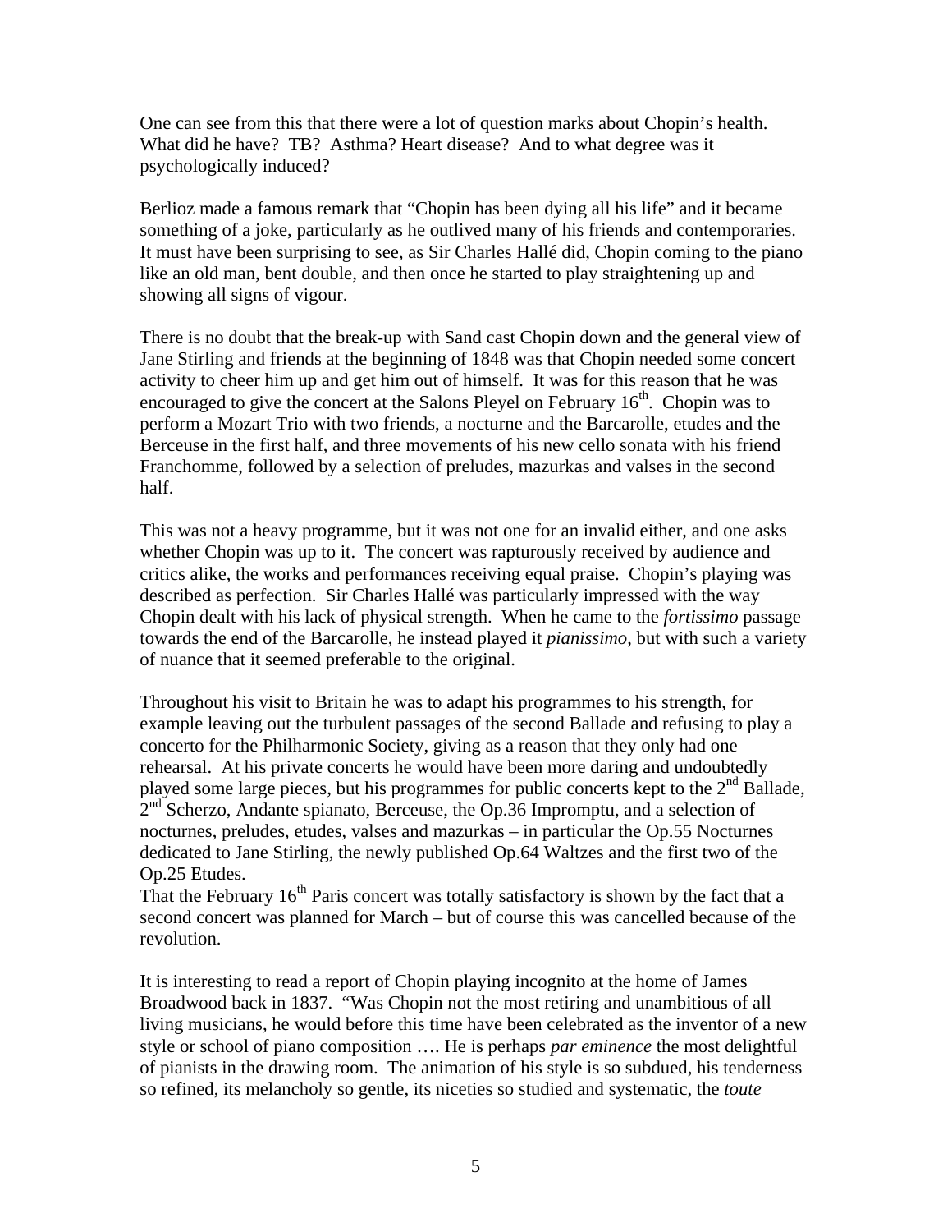One can see from this that there were a lot of question marks about Chopin's health. What did he have? TB? Asthma? Heart disease? And to what degree was it psychologically induced?

Berlioz made a famous remark that "Chopin has been dying all his life" and it became something of a joke, particularly as he outlived many of his friends and contemporaries. It must have been surprising to see, as Sir Charles Hallé did, Chopin coming to the piano like an old man, bent double, and then once he started to play straightening up and showing all signs of vigour.

There is no doubt that the break-up with Sand cast Chopin down and the general view of Jane Stirling and friends at the beginning of 1848 was that Chopin needed some concert activity to cheer him up and get him out of himself. It was for this reason that he was encouraged to give the concert at the Salons Pleyel on February 16th. Chopin was to perform a Mozart Trio with two friends, a nocturne and the Barcarolle, etudes and the Berceuse in the first half, and three movements of his new cello sonata with his friend Franchomme, followed by a selection of preludes, mazurkas and valses in the second half.

This was not a heavy programme, but it was not one for an invalid either, and one asks whether Chopin was up to it. The concert was rapturously received by audience and critics alike, the works and performances receiving equal praise. Chopin's playing was described as perfection. Sir Charles Hallé was particularly impressed with the way Chopin dealt with his lack of physical strength. When he came to the *fortissimo* passage towards the end of the Barcarolle, he instead played it *pianissimo*, but with such a variety of nuance that it seemed preferable to the original.

Throughout his visit to Britain he was to adapt his programmes to his strength, for example leaving out the turbulent passages of the second Ballade and refusing to play a concerto for the Philharmonic Society, giving as a reason that they only had one rehearsal. At his private concerts he would have been more daring and undoubtedly played some large pieces, but his programmes for public concerts kept to the 2nd Ballade, 2nd Scherzo, Andante spianato, Berceuse, the Op.36 Impromptu, and a selection of nocturnes, preludes, etudes, valses and mazurkas – in particular the Op.55 Nocturnes dedicated to Jane Stirling, the newly published Op.64 Waltzes and the first two of the Op.25 Etudes.
That the February 16th Paris concert was totally satisfactory is shown by the fact that a second concert was planned for March – but of course this was cancelled because of the revolution.

It is interesting to read a report of Chopin playing incognito at the home of James Broadwood back in 1837. "Was Chopin not the most retiring and unambitious of all living musicians, he would before this time have been celebrated as the inventor of a new style or school of piano composition …. He is perhaps *par eminence* the most delightful of pianists in the drawing room. The animation of his style is so subdued, his tenderness so refined, its melancholy so gentle, its niceties so studied and systematic, the *toute*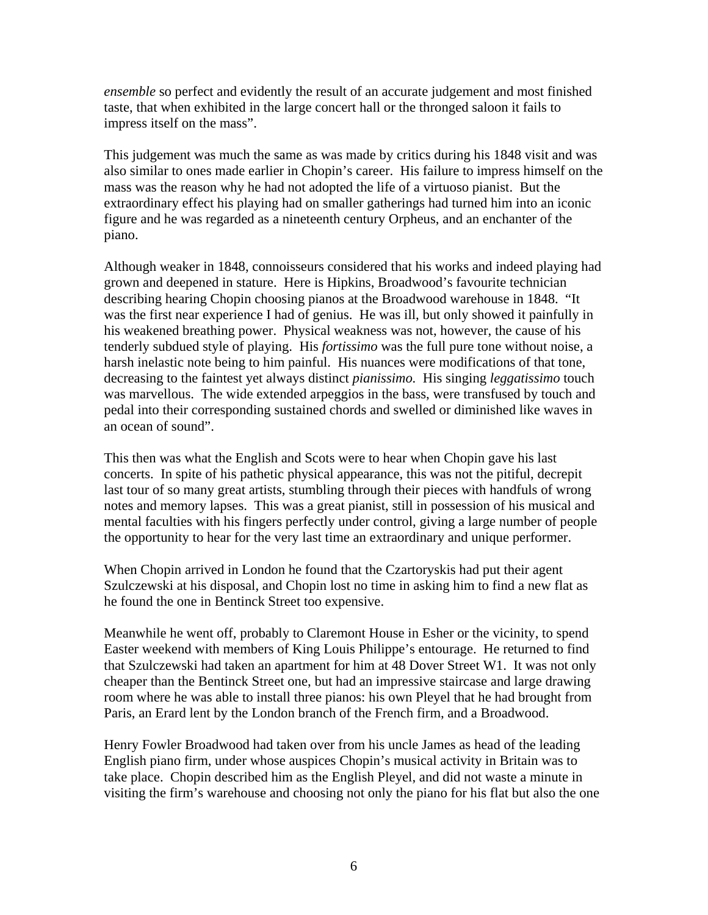*ensemble* so perfect and evidently the result of an accurate judgement and most finished taste, that when exhibited in the large concert hall or the thronged saloon it fails to impress itself on the mass".

This judgement was much the same as was made by critics during his 1848 visit and was also similar to ones made earlier in Chopin's career. His failure to impress himself on the mass was the reason why he had not adopted the life of a virtuoso pianist. But the extraordinary effect his playing had on smaller gatherings had turned him into an iconic figure and he was regarded as a nineteenth century Orpheus, and an enchanter of the piano.

Although weaker in 1848, connoisseurs considered that his works and indeed playing had grown and deepened in stature. Here is Hipkins, Broadwood's favourite technician describing hearing Chopin choosing pianos at the Broadwood warehouse in 1848. "It was the first near experience I had of genius. He was ill, but only showed it painfully in his weakened breathing power. Physical weakness was not, however, the cause of his tenderly subdued style of playing. His *fortissimo* was the full pure tone without noise, a harsh inelastic note being to him painful. His nuances were modifications of that tone, decreasing to the faintest yet always distinct *pianissimo.* His singing *leggatissimo* touch was marvellous. The wide extended arpeggios in the bass, were transfused by touch and pedal into their corresponding sustained chords and swelled or diminished like waves in an ocean of sound".

This then was what the English and Scots were to hear when Chopin gave his last concerts. In spite of his pathetic physical appearance, this was not the pitiful, decrepit last tour of so many great artists, stumbling through their pieces with handfuls of wrong notes and memory lapses. This was a great pianist, still in possession of his musical and mental faculties with his fingers perfectly under control, giving a large number of people the opportunity to hear for the very last time an extraordinary and unique performer.

When Chopin arrived in London he found that the Czartoryskis had put their agent Szulczewski at his disposal, and Chopin lost no time in asking him to find a new flat as he found the one in Bentinck Street too expensive.

Meanwhile he went off, probably to Claremont House in Esher or the vicinity, to spend Easter weekend with members of King Louis Philippe's entourage. He returned to find that Szulczewski had taken an apartment for him at 48 Dover Street W1. It was not only cheaper than the Bentinck Street one, but had an impressive staircase and large drawing room where he was able to install three pianos: his own Pleyel that he had brought from Paris, an Erard lent by the London branch of the French firm, and a Broadwood.

Henry Fowler Broadwood had taken over from his uncle James as head of the leading English piano firm, under whose auspices Chopin's musical activity in Britain was to take place. Chopin described him as the English Pleyel, and did not waste a minute in visiting the firm's warehouse and choosing not only the piano for his flat but also the one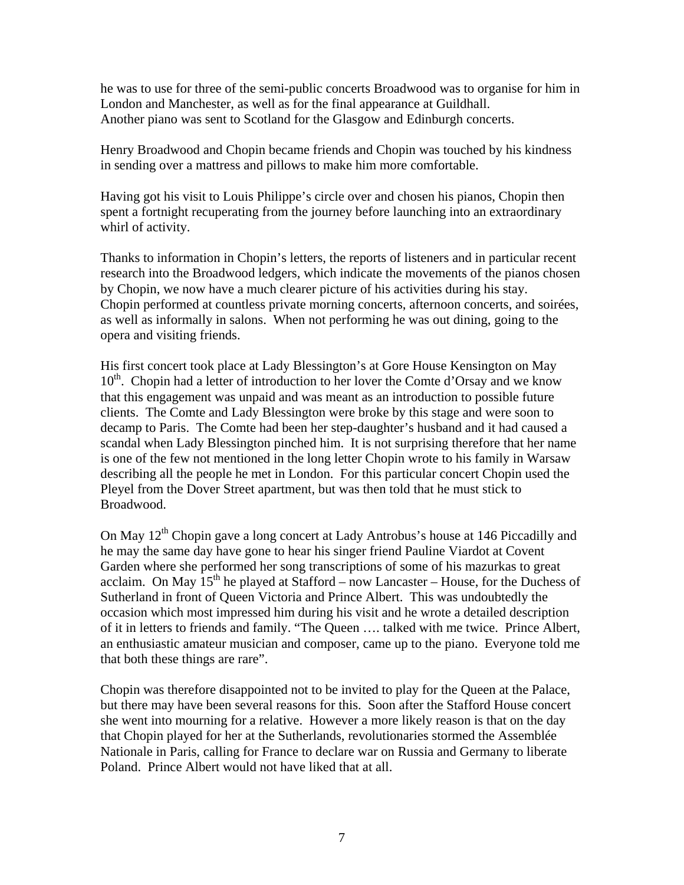he was to use for three of the semi-public concerts Broadwood was to organise for him in London and Manchester, as well as for the final appearance at Guildhall.
Another piano was sent to Scotland for the Glasgow and Edinburgh concerts.

Henry Broadwood and Chopin became friends and Chopin was touched by his kindness in sending over a mattress and pillows to make him more comfortable.

Having got his visit to Louis Philippe's circle over and chosen his pianos, Chopin then spent a fortnight recuperating from the journey before launching into an extraordinary whirl of activity.

Thanks to information in Chopin's letters, the reports of listeners and in particular recent research into the Broadwood ledgers, which indicate the movements of the pianos chosen by Chopin, we now have a much clearer picture of his activities during his stay.
Chopin performed at countless private morning concerts, afternoon concerts, and soirées, as well as informally in salons. When not performing he was out dining, going to the opera and visiting friends.

His first concert took place at Lady Blessington's at Gore House Kensington on May 10th. Chopin had a letter of introduction to her lover the Comte d'Orsay and we know that this engagement was unpaid and was meant as an introduction to possible future clients. The Comte and Lady Blessington were broke by this stage and were soon to decamp to Paris. The Comte had been her step-daughter's husband and it had caused a scandal when Lady Blessington pinched him. It is not surprising therefore that her name is one of the few not mentioned in the long letter Chopin wrote to his family in Warsaw describing all the people he met in London. For this particular concert Chopin used the Pleyel from the Dover Street apartment, but was then told that he must stick to Broadwood.

On May 12th Chopin gave a long concert at Lady Antrobus's house at 146 Piccadilly and he may the same day have gone to hear his singer friend Pauline Viardot at Covent Garden where she performed her song transcriptions of some of his mazurkas to great acclaim. On May 15th he played at Stafford – now Lancaster – House, for the Duchess of Sutherland in front of Queen Victoria and Prince Albert. This was undoubtedly the occasion which most impressed him during his visit and he wrote a detailed description of it in letters to friends and family. "The Queen …. talked with me twice. Prince Albert, an enthusiastic amateur musician and composer, came up to the piano. Everyone told me that both these things are rare".

Chopin was therefore disappointed not to be invited to play for the Queen at the Palace, but there may have been several reasons for this. Soon after the Stafford House concert she went into mourning for a relative. However a more likely reason is that on the day that Chopin played for her at the Sutherlands, revolutionaries stormed the Assemblée Nationale in Paris, calling for France to declare war on Russia and Germany to liberate Poland. Prince Albert would not have liked that at all.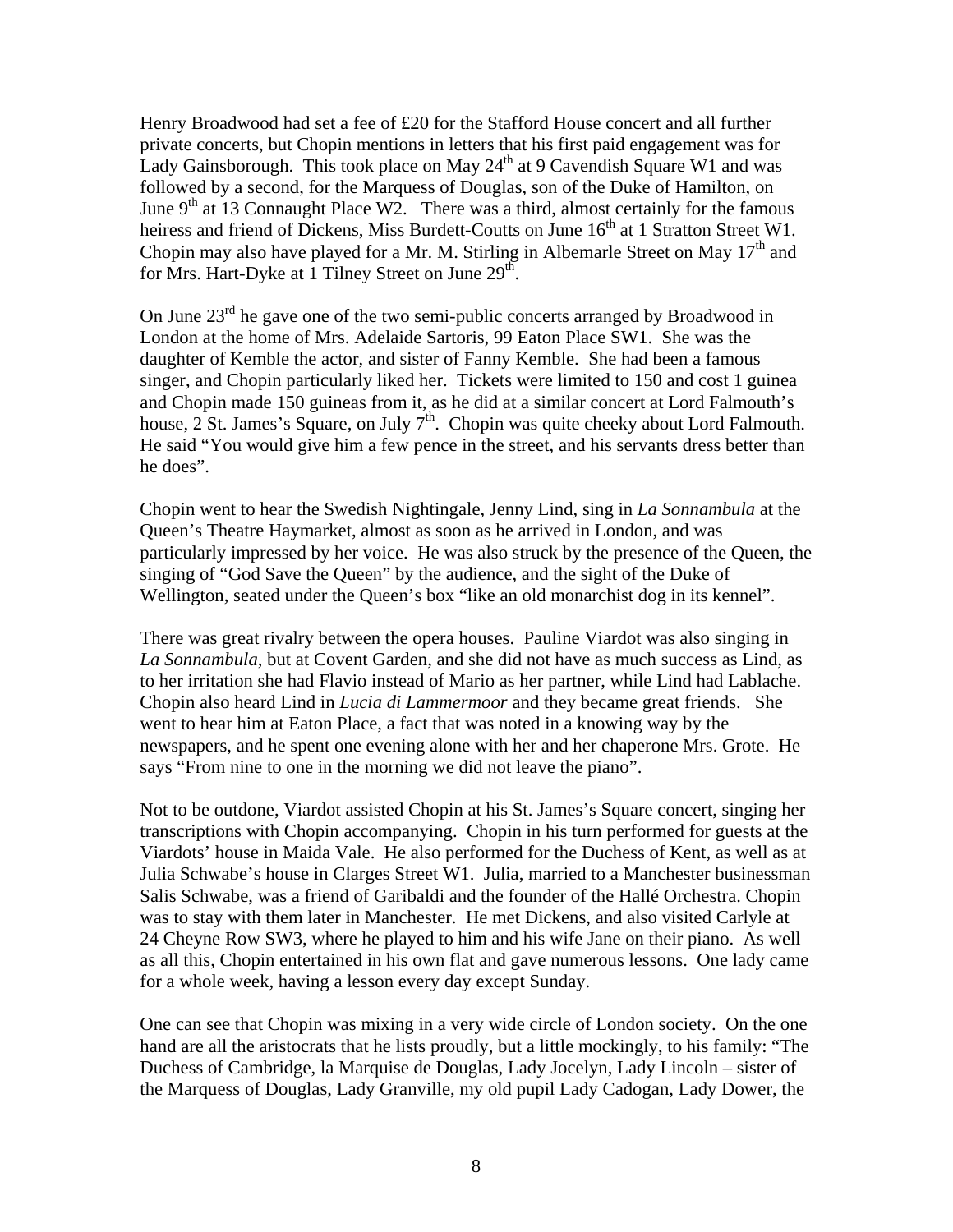Henry Broadwood had set a fee of £20 for the Stafford House concert and all further private concerts, but Chopin mentions in letters that his first paid engagement was for Lady Gainsborough. This took place on May 24th at 9 Cavendish Square W1 and was followed by a second, for the Marquess of Douglas, son of the Duke of Hamilton, on June 9th at 13 Connaught Place W2. There was a third, almost certainly for the famous heiress and friend of Dickens, Miss Burdett-Coutts on June 16th at 1 Stratton Street W1. Chopin may also have played for a Mr. M. Stirling in Albemarle Street on May 17th and for Mrs. Hart-Dyke at 1 Tilney Street on June 29th.

On June 23rd he gave one of the two semi-public concerts arranged by Broadwood in London at the home of Mrs. Adelaide Sartoris, 99 Eaton Place SW1. She was the daughter of Kemble the actor, and sister of Fanny Kemble. She had been a famous singer, and Chopin particularly liked her. Tickets were limited to 150 and cost 1 guinea and Chopin made 150 guineas from it, as he did at a similar concert at Lord Falmouth's house, 2 St. James's Square, on July 7th. Chopin was quite cheeky about Lord Falmouth. He said "You would give him a few pence in the street, and his servants dress better than he does".

Chopin went to hear the Swedish Nightingale, Jenny Lind, sing in *La Sonnambula* at the Queen's Theatre Haymarket, almost as soon as he arrived in London, and was particularly impressed by her voice. He was also struck by the presence of the Queen, the singing of "God Save the Queen" by the audience, and the sight of the Duke of Wellington, seated under the Queen's box "like an old monarchist dog in its kennel".

There was great rivalry between the opera houses. Pauline Viardot was also singing in *La Sonnambula*, but at Covent Garden, and she did not have as much success as Lind, as to her irritation she had Flavio instead of Mario as her partner, while Lind had Lablache. Chopin also heard Lind in *Lucia di Lammermoor* and they became great friends. She went to hear him at Eaton Place, a fact that was noted in a knowing way by the newspapers, and he spent one evening alone with her and her chaperone Mrs. Grote. He says "From nine to one in the morning we did not leave the piano".

Not to be outdone, Viardot assisted Chopin at his St. James's Square concert, singing her transcriptions with Chopin accompanying. Chopin in his turn performed for guests at the Viardots' house in Maida Vale. He also performed for the Duchess of Kent, as well as at Julia Schwabe's house in Clarges Street W1. Julia, married to a Manchester businessman Salis Schwabe, was a friend of Garibaldi and the founder of the Hallé Orchestra. Chopin was to stay with them later in Manchester. He met Dickens, and also visited Carlyle at 24 Cheyne Row SW3, where he played to him and his wife Jane on their piano. As well as all this, Chopin entertained in his own flat and gave numerous lessons. One lady came for a whole week, having a lesson every day except Sunday.

One can see that Chopin was mixing in a very wide circle of London society. On the one hand are all the aristocrats that he lists proudly, but a little mockingly, to his family: "The Duchess of Cambridge, la Marquise de Douglas, Lady Jocelyn, Lady Lincoln – sister of the Marquess of Douglas, Lady Granville, my old pupil Lady Cadogan, Lady Dower, the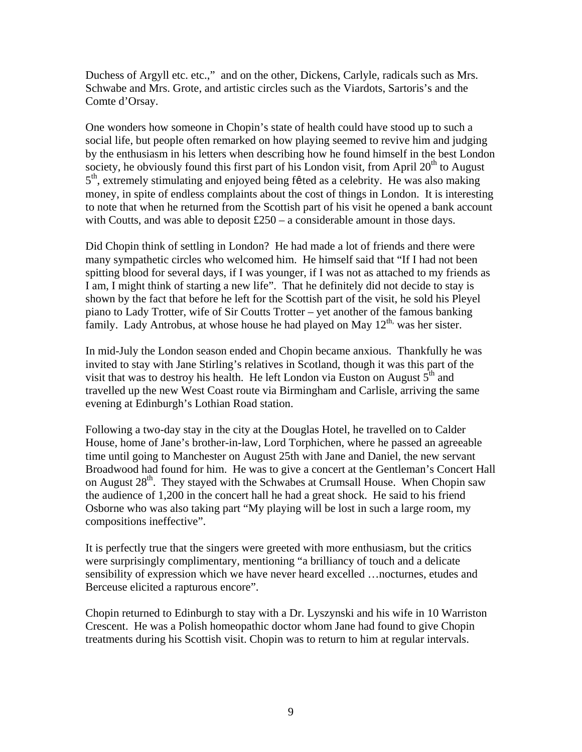Duchess of Argyll etc. etc.," and on the other, Dickens, Carlyle, radicals such as Mrs. Schwabe and Mrs. Grote, and artistic circles such as the Viardots, Sartoris's and the Comte d'Orsay.

One wonders how someone in Chopin's state of health could have stood up to such a social life, but people often remarked on how playing seemed to revive him and judging by the enthusiasm in his letters when describing how he found himself in the best London society, he obviously found this first part of his London visit, from April 20th to August 5th, extremely stimulating and enjoyed being fêted as a celebrity. He was also making money, in spite of endless complaints about the cost of things in London. It is interesting to note that when he returned from the Scottish part of his visit he opened a bank account with Coutts, and was able to deposit £250 – a considerable amount in those days.

Did Chopin think of settling in London? He had made a lot of friends and there were many sympathetic circles who welcomed him. He himself said that "If I had not been spitting blood for several days, if I was younger, if I was not as attached to my friends as I am, I might think of starting a new life". That he definitely did not decide to stay is shown by the fact that before he left for the Scottish part of the visit, he sold his Pleyel piano to Lady Trotter, wife of Sir Coutts Trotter – yet another of the famous banking family. Lady Antrobus, at whose house he had played on May 12th, was her sister.

In mid-July the London season ended and Chopin became anxious. Thankfully he was invited to stay with Jane Stirling's relatives in Scotland, though it was this part of the visit that was to destroy his health. He left London via Euston on August 5th and travelled up the new West Coast route via Birmingham and Carlisle, arriving the same evening at Edinburgh's Lothian Road station.

Following a two-day stay in the city at the Douglas Hotel, he travelled on to Calder House, home of Jane's brother-in-law, Lord Torphichen, where he passed an agreeable time until going to Manchester on August 25th with Jane and Daniel, the new servant Broadwood had found for him. He was to give a concert at the Gentleman's Concert Hall on August 28th. They stayed with the Schwabes at Crumsall House. When Chopin saw the audience of 1,200 in the concert hall he had a great shock. He said to his friend Osborne who was also taking part "My playing will be lost in such a large room, my compositions ineffective".

It is perfectly true that the singers were greeted with more enthusiasm, but the critics were surprisingly complimentary, mentioning "a brilliancy of touch and a delicate sensibility of expression which we have never heard excelled …nocturnes, etudes and Berceuse elicited a rapturous encore".

Chopin returned to Edinburgh to stay with a Dr. Lyszynski and his wife in 10 Warriston Crescent. He was a Polish homeopathic doctor whom Jane had found to give Chopin treatments during his Scottish visit. Chopin was to return to him at regular intervals.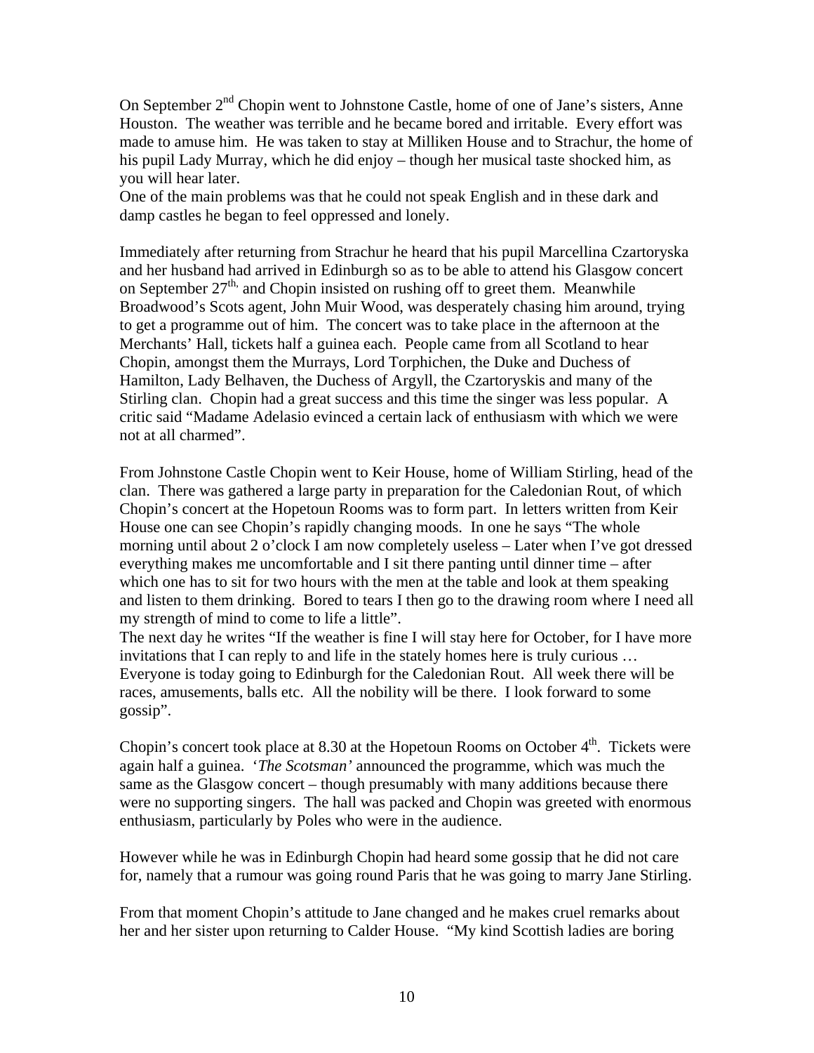On September 2nd Chopin went to Johnstone Castle, home of one of Jane's sisters, Anne Houston. The weather was terrible and he became bored and irritable. Every effort was made to amuse him. He was taken to stay at Milliken House and to Strachur, the home of his pupil Lady Murray, which he did enjoy – though her musical taste shocked him, as you will hear later.
One of the main problems was that he could not speak English and in these dark and damp castles he began to feel oppressed and lonely.

Immediately after returning from Strachur he heard that his pupil Marcellina Czartoryska and her husband had arrived in Edinburgh so as to be able to attend his Glasgow concert on September 27th, and Chopin insisted on rushing off to greet them. Meanwhile Broadwood's Scots agent, John Muir Wood, was desperately chasing him around, trying to get a programme out of him. The concert was to take place in the afternoon at the Merchants' Hall, tickets half a guinea each. People came from all Scotland to hear Chopin, amongst them the Murrays, Lord Torphichen, the Duke and Duchess of Hamilton, Lady Belhaven, the Duchess of Argyll, the Czartoryskis and many of the Stirling clan. Chopin had a great success and this time the singer was less popular. A critic said "Madame Adelasio evinced a certain lack of enthusiasm with which we were not at all charmed".

From Johnstone Castle Chopin went to Keir House, home of William Stirling, head of the clan. There was gathered a large party in preparation for the Caledonian Rout, of which Chopin's concert at the Hopetoun Rooms was to form part. In letters written from Keir House one can see Chopin's rapidly changing moods. In one he says "The whole morning until about 2 o'clock I am now completely useless – Later when I've got dressed everything makes me uncomfortable and I sit there panting until dinner time – after which one has to sit for two hours with the men at the table and look at them speaking and listen to them drinking. Bored to tears I then go to the drawing room where I need all my strength of mind to come to life a little".
The next day he writes "If the weather is fine I will stay here for October, for I have more invitations that I can reply to and life in the stately homes here is truly curious … Everyone is today going to Edinburgh for the Caledonian Rout. All week there will be races, amusements, balls etc. All the nobility will be there. I look forward to some gossip".

Chopin's concert took place at 8.30 at the Hopetoun Rooms on October 4th. Tickets were again half a guinea. '*The Scotsman'* announced the programme, which was much the same as the Glasgow concert – though presumably with many additions because there were no supporting singers. The hall was packed and Chopin was greeted with enormous enthusiasm, particularly by Poles who were in the audience.

However while he was in Edinburgh Chopin had heard some gossip that he did not care for, namely that a rumour was going round Paris that he was going to marry Jane Stirling.

From that moment Chopin's attitude to Jane changed and he makes cruel remarks about her and her sister upon returning to Calder House. "My kind Scottish ladies are boring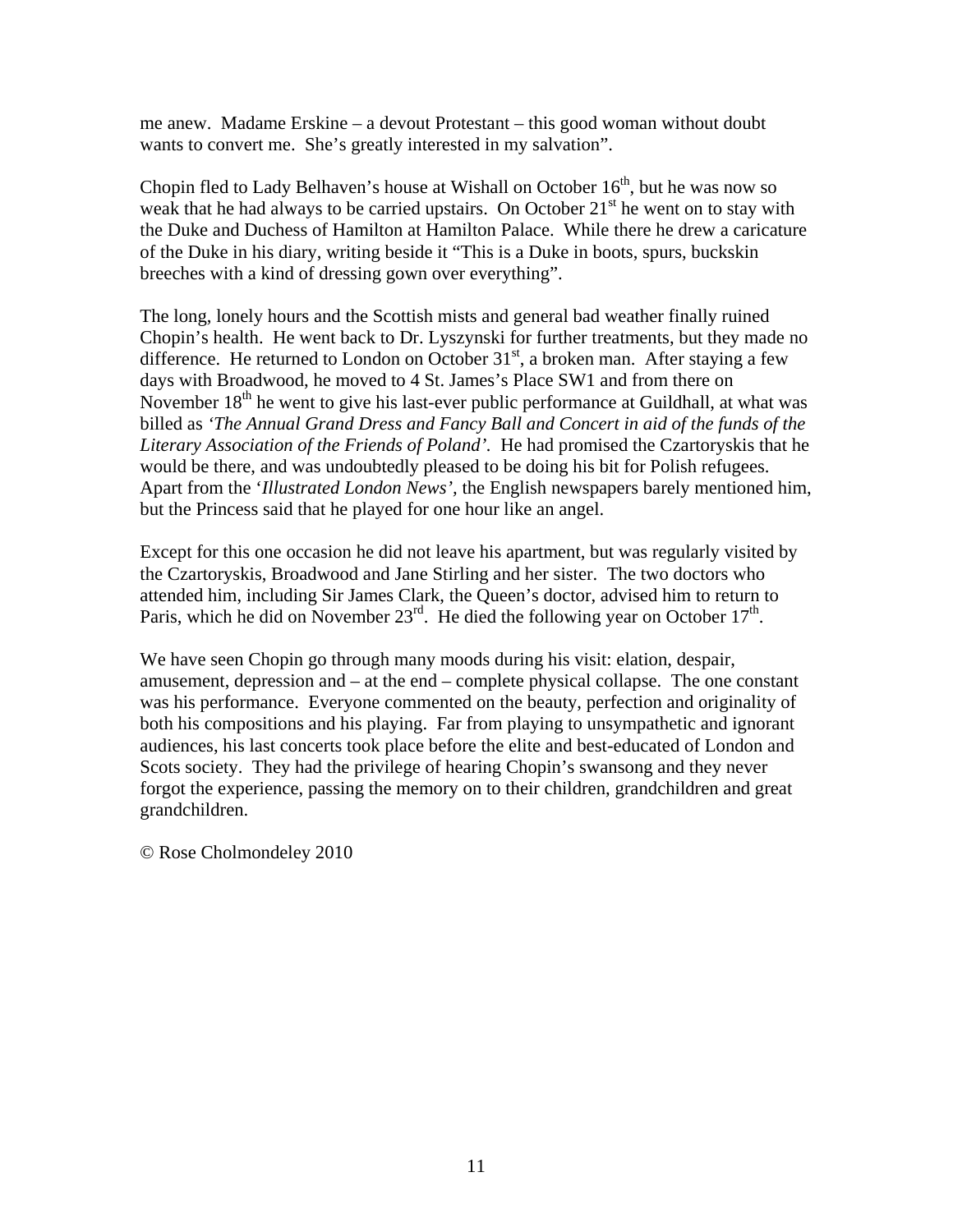me anew. Madame Erskine – a devout Protestant – this good woman without doubt wants to convert me. She's greatly interested in my salvation".

Chopin fled to Lady Belhaven's house at Wishall on October 16th, but he was now so weak that he had always to be carried upstairs. On October 21st he went on to stay with the Duke and Duchess of Hamilton at Hamilton Palace. While there he drew a caricature of the Duke in his diary, writing beside it "This is a Duke in boots, spurs, buckskin breeches with a kind of dressing gown over everything".

The long, lonely hours and the Scottish mists and general bad weather finally ruined Chopin's health. He went back to Dr. Lyszynski for further treatments, but they made no difference. He returned to London on October 31st, a broken man. After staying a few days with Broadwood, he moved to 4 St. James's Place SW1 and from there on November 18th he went to give his last-ever public performance at Guildhall, at what was billed as *'The Annual Grand Dress and Fancy Ball and Concert in aid of the funds of the Literary Association of the Friends of Poland'.* He had promised the Czartoryskis that he would be there, and was undoubtedly pleased to be doing his bit for Polish refugees. Apart from the '*Illustrated London News'*, the English newspapers barely mentioned him, but the Princess said that he played for one hour like an angel.

Except for this one occasion he did not leave his apartment, but was regularly visited by the Czartoryskis, Broadwood and Jane Stirling and her sister. The two doctors who attended him, including Sir James Clark, the Queen's doctor, advised him to return to Paris, which he did on November 23rd. He died the following year on October 17th.

We have seen Chopin go through many moods during his visit: elation, despair, amusement, depression and – at the end – complete physical collapse. The one constant was his performance. Everyone commented on the beauty, perfection and originality of both his compositions and his playing. Far from playing to unsympathetic and ignorant audiences, his last concerts took place before the elite and best-educated of London and Scots society. They had the privilege of hearing Chopin's swansong and they never forgot the experience, passing the memory on to their children, grandchildren and great grandchildren.

© Rose Cholmondeley 2010